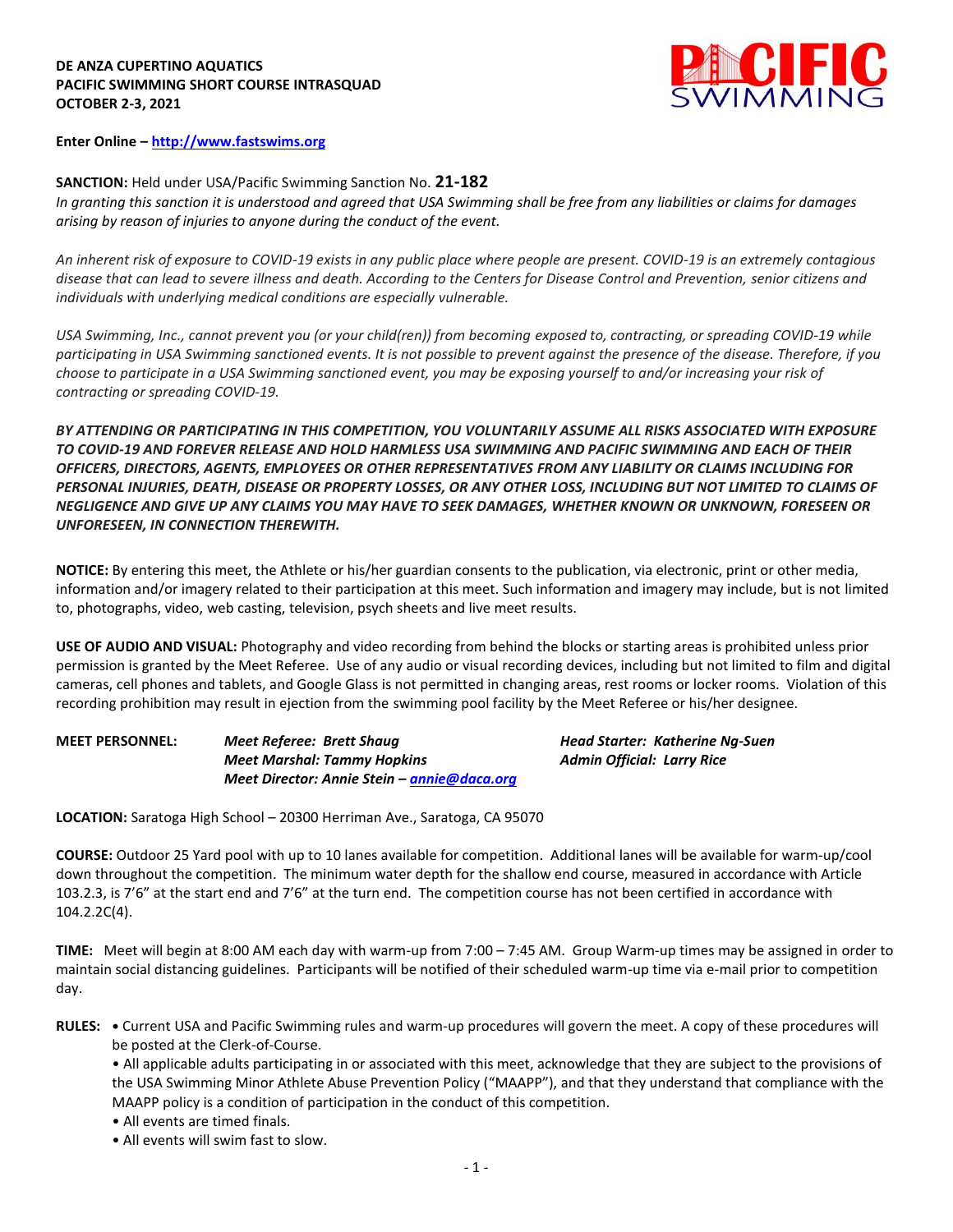**DE ANZA CUPERTINO AQUATICS**
**PACIFIC SWIMMING SHORT COURSE INTRASQUAD**
**OCTOBER 2-3, 2021**

PACIFIC SWIMMING

**Enter Online – http://www.fastswims.org**

**SANCTION:** Held under USA/Pacific Swimming Sanction No. **21-182**
*In granting this sanction it is understood and agreed that USA Swimming shall be free from any liabilities or claims for damages arising by reason of injuries to anyone during the conduct of the event.*

*An inherent risk of exposure to COVID-19 exists in any public place where people are present. COVID-19 is an extremely contagious disease that can lead to severe illness and death. According to the Centers for Disease Control and Prevention, senior citizens and individuals with underlying medical conditions are especially vulnerable.*

*USA Swimming, Inc., cannot prevent you (or your child(ren)) from becoming exposed to, contracting, or spreading COVID-19 while participating in USA Swimming sanctioned events. It is not possible to prevent against the presence of the disease. Therefore, if you choose to participate in a USA Swimming sanctioned event, you may be exposing yourself to and/or increasing your risk of contracting or spreading COVID-19.*

***BY ATTENDING OR PARTICIPATING IN THIS COMPETITION, YOU VOLUNTARILY ASSUME ALL RISKS ASSOCIATED WITH EXPOSURE TO COVID-19 AND FOREVER RELEASE AND HOLD HARMLESS USA SWIMMING AND PACIFIC SWIMMING AND EACH OF THEIR OFFICERS, DIRECTORS, AGENTS, EMPLOYEES OR OTHER REPRESENTATIVES FROM ANY LIABILITY OR CLAIMS INCLUDING FOR PERSONAL INJURIES, DEATH, DISEASE OR PROPERTY LOSSES, OR ANY OTHER LOSS, INCLUDING BUT NOT LIMITED TO CLAIMS OF NEGLIGENCE AND GIVE UP ANY CLAIMS YOU MAY HAVE TO SEEK DAMAGES, WHETHER KNOWN OR UNKNOWN, FORESEEN OR UNFORESEEN, IN CONNECTION THEREWITH.***

**NOTICE:** By entering this meet, the Athlete or his/her guardian consents to the publication, via electronic, print or other media, information and/or imagery related to their participation at this meet. Such information and imagery may include, but is not limited to, photographs, video, web casting, television, psych sheets and live meet results.

**USE OF AUDIO AND VISUAL:** Photography and video recording from behind the blocks or starting areas is prohibited unless prior permission is granted by the Meet Referee. Use of any audio or visual recording devices, including but not limited to film and digital cameras, cell phones and tablets, and Google Glass is not permitted in changing areas, rest rooms or locker rooms. Violation of this recording prohibition may result in ejection from the swimming pool facility by the Meet Referee or his/her designee.

**MEET PERSONNEL:**
***Meet Referee: Brett Shaug***
***Meet Marshal: Tammy Hopkins***
***Meet Director: Annie Stein – annie@daca.org***
***Head Starter: Katherine Ng-Suen***
***Admin Official: Larry Rice***

**LOCATION:** Saratoga High School – 20300 Herriman Ave., Saratoga, CA 95070

**COURSE:** Outdoor 25 Yard pool with up to 10 lanes available for competition. Additional lanes will be available for warm-up/cool down throughout the competition. The minimum water depth for the shallow end course, measured in accordance with Article 103.2.3, is 7'6" at the start end and 7'6" at the turn end. The competition course has not been certified in accordance with 104.2.2C(4).

**TIME:** Meet will begin at 8:00 AM each day with warm-up from 7:00 – 7:45 AM. Group Warm-up times may be assigned in order to maintain social distancing guidelines. Participants will be notified of their scheduled warm-up time via e-mail prior to competition day.

**RULES:**
- Current USA and Pacific Swimming rules and warm-up procedures will govern the meet. A copy of these procedures will be posted at the Clerk-of-Course.
- All applicable adults participating in or associated with this meet, acknowledge that they are subject to the provisions of the USA Swimming Minor Athlete Abuse Prevention Policy ("MAAPP"), and that they understand that compliance with the MAAPP policy is a condition of participation in the conduct of this competition.
- All events are timed finals.
- All events will swim fast to slow.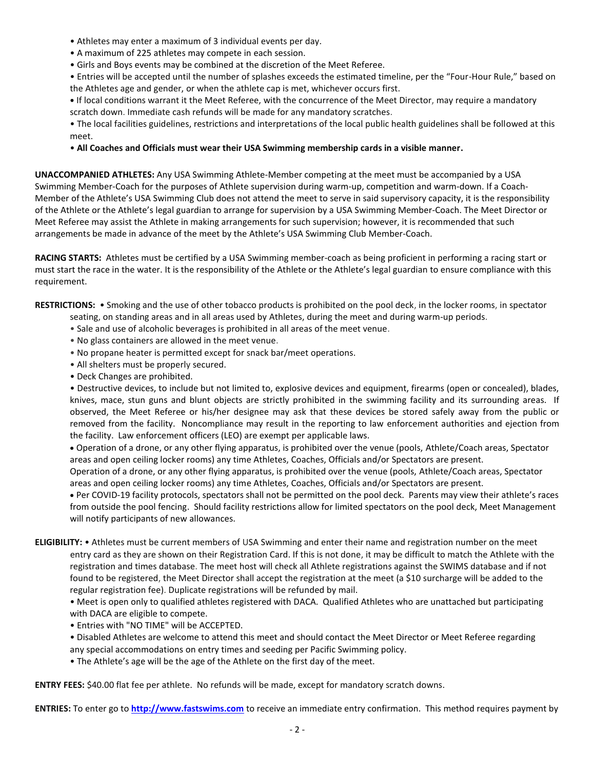- Athletes may enter a maximum of 3 individual events per day.
- A maximum of 225 athletes may compete in each session.
- Girls and Boys events may be combined at the discretion of the Meet Referee.
- Entries will be accepted until the number of splashes exceeds the estimated timeline, per the "Four-Hour Rule," based on the Athletes age and gender, or when the athlete cap is met, whichever occurs first.
- If local conditions warrant it the Meet Referee, with the concurrence of the Meet Director, may require a mandatory scratch down. Immediate cash refunds will be made for any mandatory scratches.
- The local facilities guidelines, restrictions and interpretations of the local public health guidelines shall be followed at this meet.
- **All Coaches and Officials must wear their USA Swimming membership cards in a visible manner.**

**UNACCOMPANIED ATHLETES:** Any USA Swimming Athlete-Member competing at the meet must be accompanied by a USA Swimming Member-Coach for the purposes of Athlete supervision during warm-up, competition and warm-down. If a Coach-Member of the Athlete's USA Swimming Club does not attend the meet to serve in said supervisory capacity, it is the responsibility of the Athlete or the Athlete's legal guardian to arrange for supervision by a USA Swimming Member-Coach. The Meet Director or Meet Referee may assist the Athlete in making arrangements for such supervision; however, it is recommended that such arrangements be made in advance of the meet by the Athlete's USA Swimming Club Member-Coach.

**RACING STARTS:** Athletes must be certified by a USA Swimming member-coach as being proficient in performing a racing start or must start the race in the water. It is the responsibility of the Athlete or the Athlete's legal guardian to ensure compliance with this requirement.

**RESTRICTIONS:**
- Smoking and the use of other tobacco products is prohibited on the pool deck, in the locker rooms, in spectator seating, on standing areas and in all areas used by Athletes, during the meet and during warm-up periods.
- Sale and use of alcoholic beverages is prohibited in all areas of the meet venue.
- No glass containers are allowed in the meet venue.
- No propane heater is permitted except for snack bar/meet operations.
- All shelters must be properly secured.
- Deck Changes are prohibited.
- Destructive devices, to include but not limited to, explosive devices and equipment, firearms (open or concealed), blades, knives, mace, stun guns and blunt objects are strictly prohibited in the swimming facility and its surrounding areas. If observed, the Meet Referee or his/her designee may ask that these devices be stored safely away from the public or removed from the facility. Noncompliance may result in the reporting to law enforcement authorities and ejection from the facility. Law enforcement officers (LEO) are exempt per applicable laws.
- Operation of a drone, or any other flying apparatus, is prohibited over the venue (pools, Athlete/Coach areas, Spectator areas and open ceiling locker rooms) any time Athletes, Coaches, Officials and/or Spectators are present.
  Operation of a drone, or any other flying apparatus, is prohibited over the venue (pools, Athlete/Coach areas, Spectator areas and open ceiling locker rooms) any time Athletes, Coaches, Officials and/or Spectators are present.
- Per COVID-19 facility protocols, spectators shall not be permitted on the pool deck. Parents may view their athlete's races from outside the pool fencing. Should facility restrictions allow for limited spectators on the pool deck, Meet Management will notify participants of new allowances.

**ELIGIBILITY:**
- Athletes must be current members of USA Swimming and enter their name and registration number on the meet entry card as they are shown on their Registration Card. If this is not done, it may be difficult to match the Athlete with the registration and times database. The meet host will check all Athlete registrations against the SWIMS database and if not found to be registered, the Meet Director shall accept the registration at the meet (a $10 surcharge will be added to the regular registration fee). Duplicate registrations will be refunded by mail.
- Meet is open only to qualified athletes registered with DACA. Qualified Athletes who are unattached but participating with DACA are eligible to compete.
- Entries with "NO TIME" will be ACCEPTED.
- Disabled Athletes are welcome to attend this meet and should contact the Meet Director or Meet Referee regarding any special accommodations on entry times and seeding per Pacific Swimming policy.
- The Athlete's age will be the age of the Athlete on the first day of the meet.

**ENTRY FEES:** $40.00 flat fee per athlete. No refunds will be made, except for mandatory scratch downs.

**ENTRIES:** To enter go to **http://www.fastswims.com** to receive an immediate entry confirmation. This method requires payment by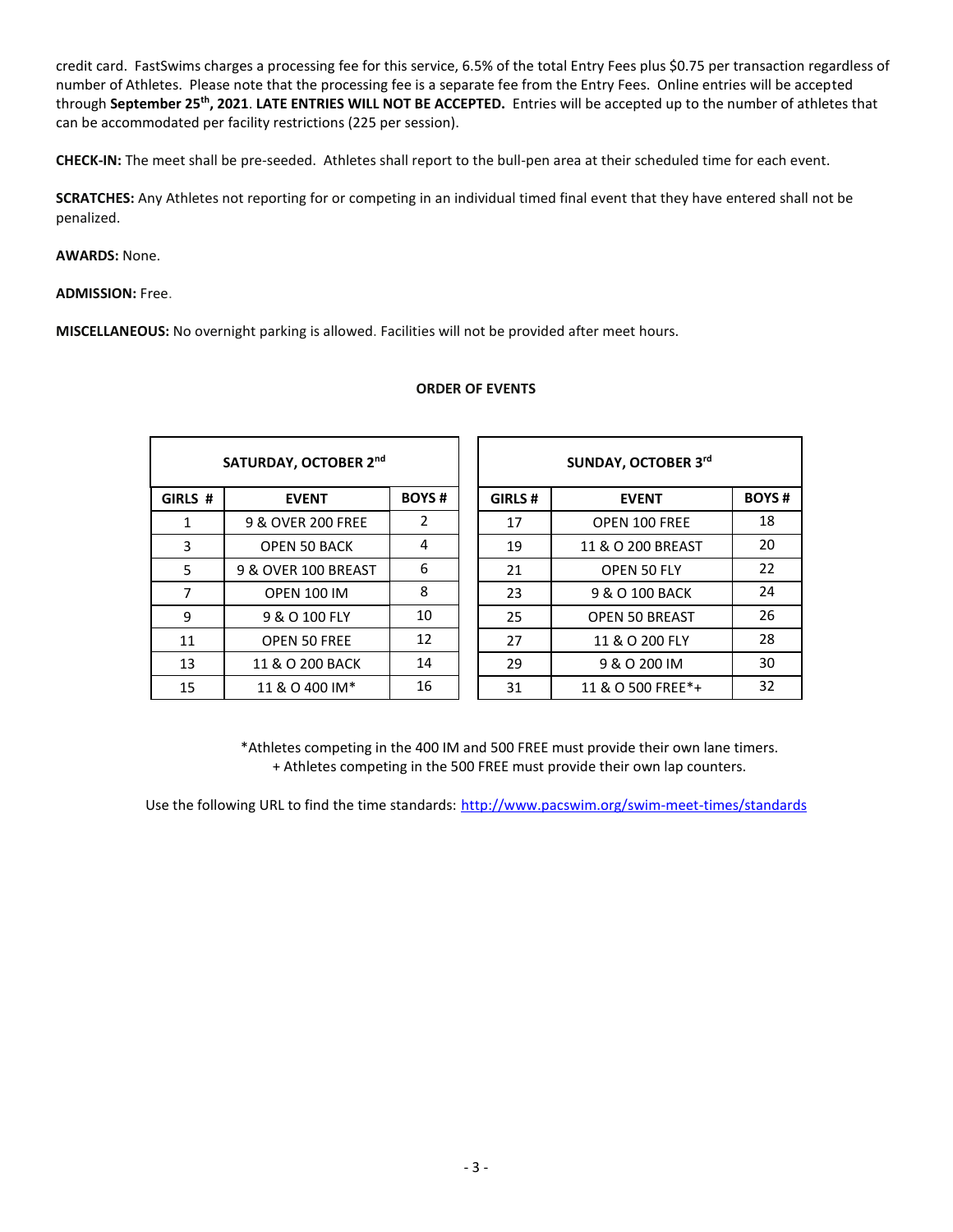credit card. FastSwims charges a processing fee for this service, 6.5% of the total Entry Fees plus $0.75 per transaction regardless of number of Athletes. Please note that the processing fee is a separate fee from the Entry Fees. Online entries will be accepted through **September 25th, 2021**. **LATE ENTRIES WILL NOT BE ACCEPTED.** Entries will be accepted up to the number of athletes that can be accommodated per facility restrictions (225 per session).

**CHECK-IN:** The meet shall be pre-seeded. Athletes shall report to the bull-pen area at their scheduled time for each event.

**SCRATCHES:** Any Athletes not reporting for or competing in an individual timed final event that they have entered shall not be penalized.

**AWARDS:** None.

**ADMISSION:** Free.

**MISCELLANEOUS:** No overnight parking is allowed. Facilities will not be provided after meet hours.

## ORDER OF EVENTS

| SATURDAY, OCTOBER 2nd | | |
|---|---|---|
| **GIRLS #** | **EVENT** | **BOYS #** |
| 1 | 9 & OVER 200 FREE | 2 |
| 3 | OPEN 50 BACK | 4 |
| 5 | 9 & OVER 100 BREAST | 6 |
| 7 | OPEN 100 IM | 8 |
| 9 | 9 & O 100 FLY | 10 |
| 11 | OPEN 50 FREE | 12 |
| 13 | 11 & O 200 BACK | 14 |
| 15 | 11 & O 400 IM* | 16 |

| SUNDAY, OCTOBER 3rd | | |
|---|---|---|
| **GIRLS #** | **EVENT** | **BOYS #** |
| 17 | OPEN 100 FREE | 18 |
| 19 | 11 & O 200 BREAST | 20 |
| 21 | OPEN 50 FLY | 22 |
| 23 | 9 & O 100 BACK | 24 |
| 25 | OPEN 50 BREAST | 26 |
| 27 | 11 & O 200 FLY | 28 |
| 29 | 9 & O 200 IM | 30 |
| 31 | 11 & O 500 FREE*+ | 32 |

*Athletes competing in the 400 IM and 500 FREE must provide their own lane timers.
+ Athletes competing in the 500 FREE must provide their own lap counters.

Use the following URL to find the time standards: http://www.pacswim.org/swim-meet-times/standards